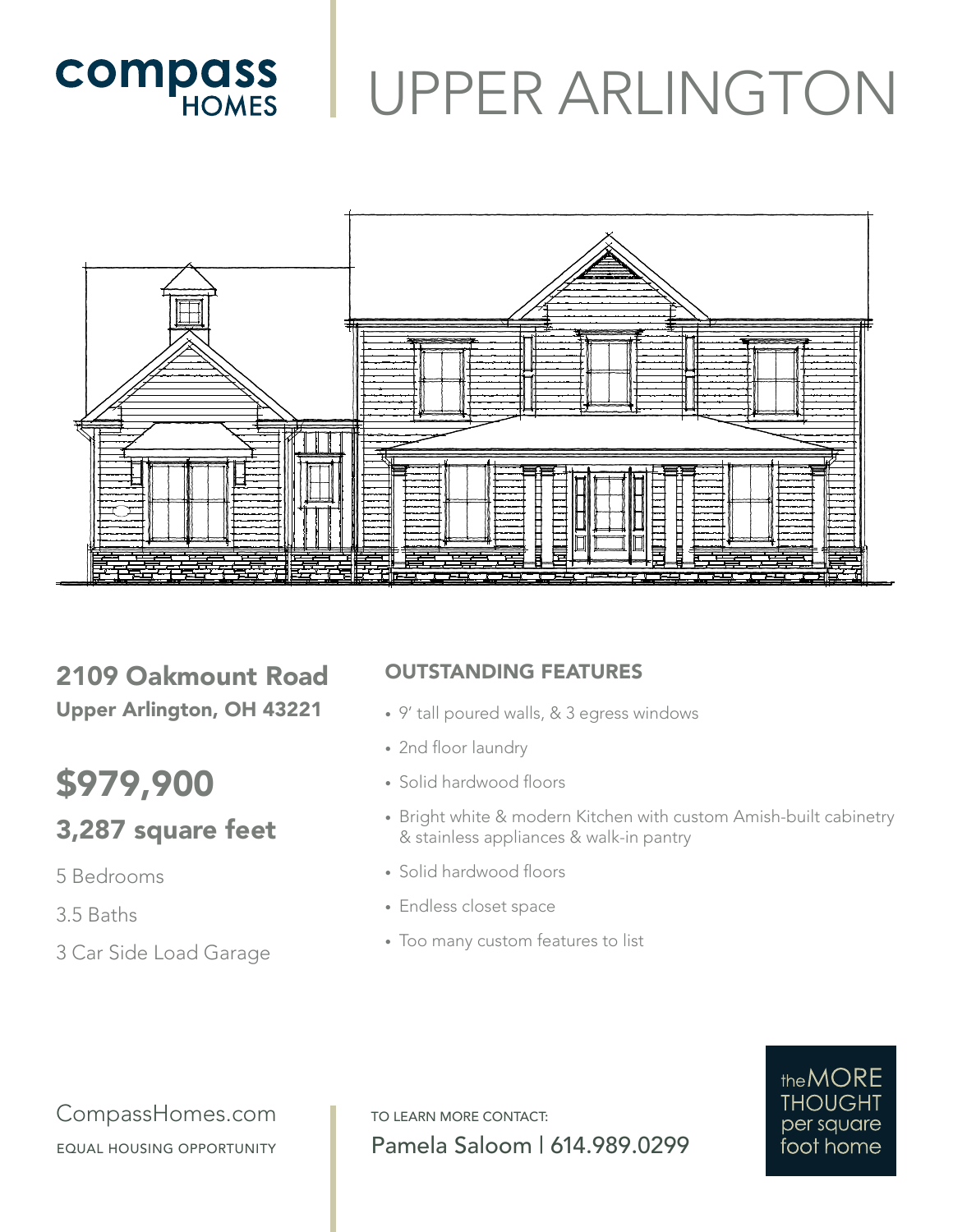compass HOMES

# UPPER ARLINGTON

## 2109 Oakmount Road

**Upper Arlington, OH 43221**

## $979,900

### 3,287 square feet

5 Bedrooms

3.5 Baths

3 Car Side Load Garage

### OUTSTANDING FEATURES

- 9' tall poured walls, & 3 egress windows
- 2nd floor laundry
- Solid hardwood floors
- Bright white & modern Kitchen with custom Amish-built cabinetry & stainless appliances & walk-in pantry
- Solid hardwood floors
- Endless closet space
- Too many custom features to list

CompassHomes.com

EQUAL HOUSING OPPORTUNITY

TO LEARN MORE CONTACT:

Pamela Saloom | 614.989.0299

the MORE THOUGHT per square foot home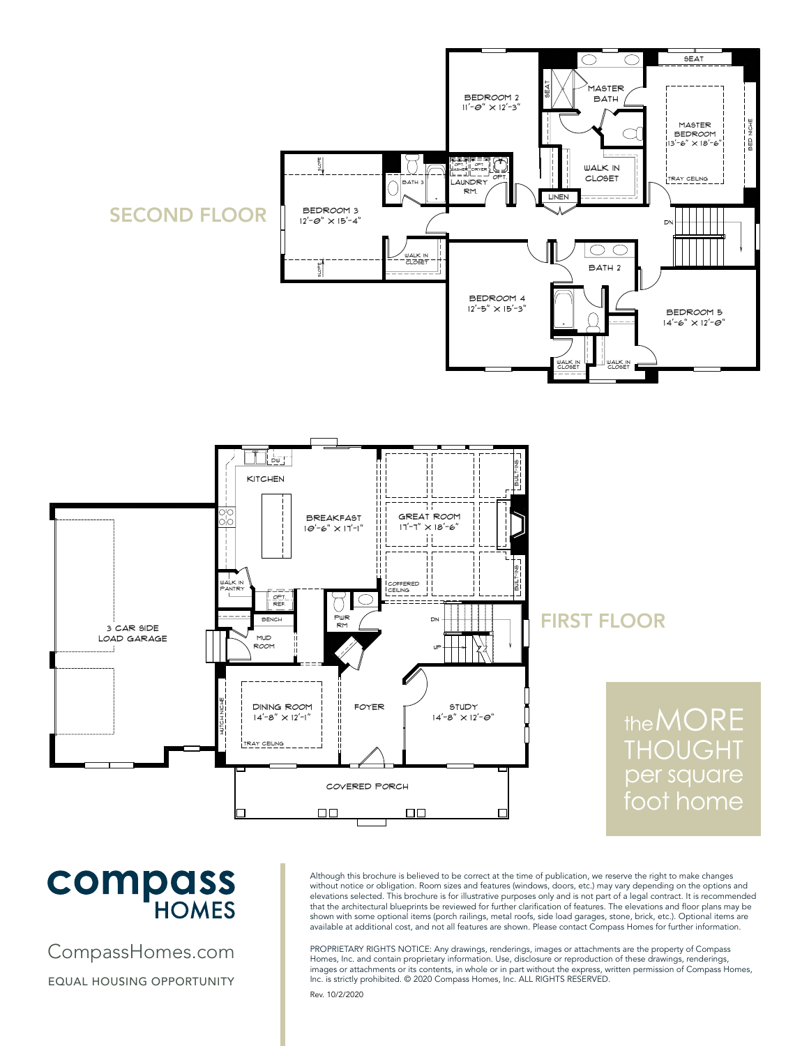## SECOND FLOOR

BEDROOM 2
11'-0" X 12'-3"

SEAT

MASTER BATH

SEAT

MASTER BEDROOM
13'-6" X 18'-6"

BED NICHE

TRAY CEILING

WALK IN CLOSET

OPT. WASHER

OPT. DRYER

OPT.

LAUNDRY RM.

BATH 3

LINEN

BEDROOM 3
12'-0" X 15'-4"

SLOPE

SLOPE

WALK IN CLOSET

DN

BATH 2

BEDROOM 4
12'-5" X 15'-3"

BEDROOM 5
14'-6" X 12'-0"

WALK IN CLOSET

WALK IN CLOSET

## FIRST FLOOR

DW

KITCHEN

BREAKFAST
10'-6" X 17'-1"

GREAT ROOM
17'-7" X 18'-6"

BUILT-INS

BUILT-INS

COFFERED CEILING

WALK IN PANTRY

OPT. REF.

3 CAR SIDE LOAD GARAGE

BENCH

MUD ROOM

PWR RM

DN

UP

DINING ROOM
14'-8" X 12'-1"

HUTCH NICHE

TRAY CEILING

FOYER

STUDY
14'-8" X 12'-0"

COVERED PORCH

the MORE THOUGHT per square foot home

**compass HOMES**

CompassHomes.com

EQUAL HOUSING OPPORTUNITY

Although this brochure is believed to be correct at the time of publication, we reserve the right to make changes without notice or obligation. Room sizes and features (windows, doors, etc.) may vary depending on the options and elevations selected. This brochure is for illustrative purposes only and is not part of a legal contract. It is recommended that the architectural blueprints be reviewed for further clarification of features. The elevations and floor plans may be shown with some optional items (porch railings, metal roofs, side load garages, stone, brick, etc.). Optional items are available at additional cost, and not all features are shown. Please contact Compass Homes for further information.

PROPRIETARY RIGHTS NOTICE: Any drawings, renderings, images or attachments are the property of Compass Homes, Inc. and contain proprietary information. Use, disclosure or reproduction of these drawings, renderings, images or attachments or its contents, in whole or in part without the express, written permission of Compass Homes, Inc. is strictly prohibited. © 2020 Compass Homes, Inc. ALL RIGHTS RESERVED.

Rev. 10/2/2020